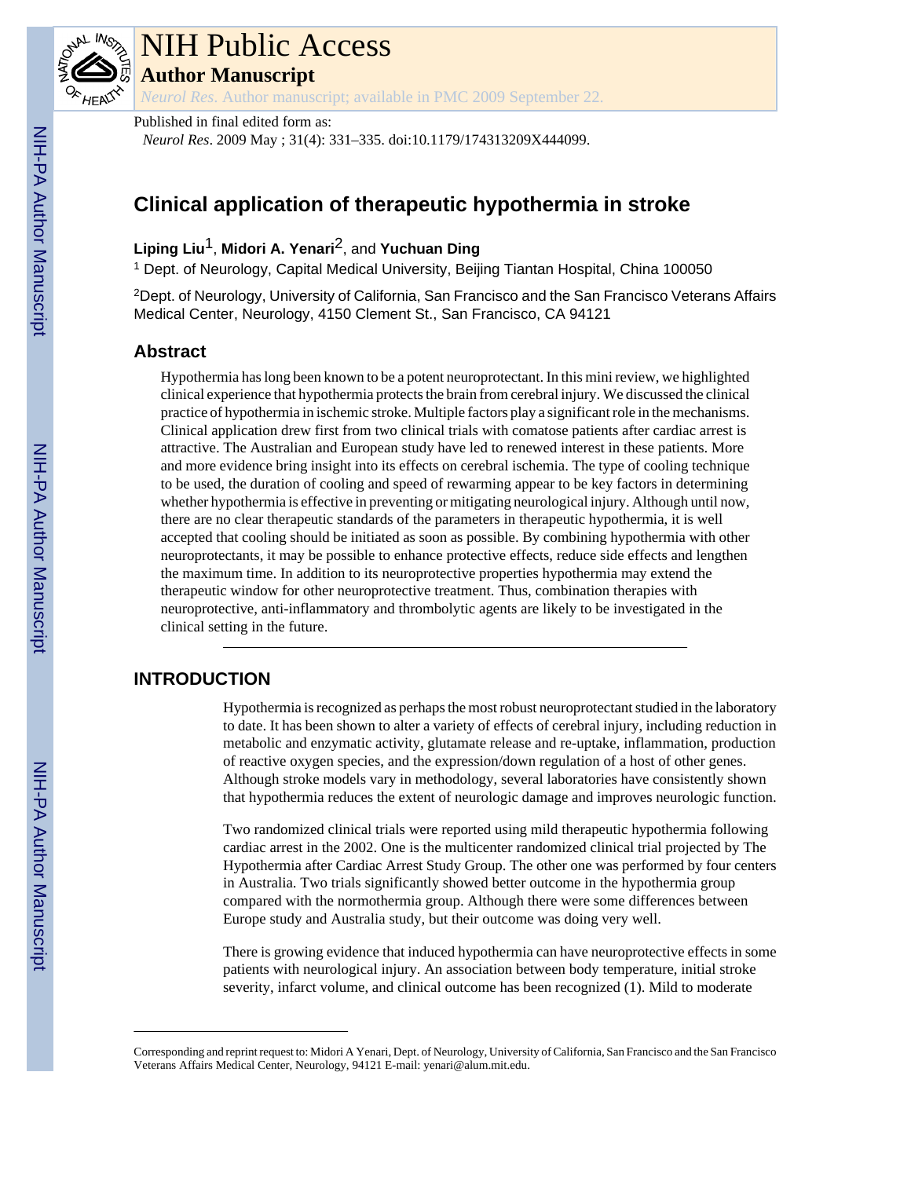# NIH Public Access

## Author Manuscript

*Neurol Res*. Author manuscript; available in PMC 2009 September 22.

Published in final edited form as:

*Neurol Res*. 2009 May ; 31(4): 331–335. doi:10.1179/174313209X444099.

# Clinical application of therapeutic hypothermia in stroke

**Liping Liu**[1], **Midori A. Yenari**[2], and **Yuchuan Ding**

[1] Dept. of Neurology, Capital Medical University, Beijing Tiantan Hospital, China 100050

[2]Dept. of Neurology, University of California, San Francisco and the San Francisco Veterans Affairs Medical Center, Neurology, 4150 Clement St., San Francisco, CA 94121

## Abstract

Hypothermia has long been known to be a potent neuroprotectant. In this mini review, we highlighted clinical experience that hypothermia protects the brain from cerebral injury. We discussed the clinical practice of hypothermia in ischemic stroke. Multiple factors play a significant role in the mechanisms. Clinical application drew first from two clinical trials with comatose patients after cardiac arrest is attractive. The Australian and European study have led to renewed interest in these patients. More and more evidence bring insight into its effects on cerebral ischemia. The type of cooling technique to be used, the duration of cooling and speed of rewarming appear to be key factors in determining whether hypothermia is effective in preventing or mitigating neurological injury. Although until now, there are no clear therapeutic standards of the parameters in therapeutic hypothermia, it is well accepted that cooling should be initiated as soon as possible. By combining hypothermia with other neuroprotectants, it may be possible to enhance protective effects, reduce side effects and lengthen the maximum time. In addition to its neuroprotective properties hypothermia may extend the therapeutic window for other neuroprotective treatment. Thus, combination therapies with neuroprotective, anti-inflammatory and thrombolytic agents are likely to be investigated in the clinical setting in the future.

## INTRODUCTION

Hypothermia is recognized as perhaps the most robust neuroprotectant studied in the laboratory to date. It has been shown to alter a variety of effects of cerebral injury, including reduction in metabolic and enzymatic activity, glutamate release and re-uptake, inflammation, production of reactive oxygen species, and the expression/down regulation of a host of other genes. Although stroke models vary in methodology, several laboratories have consistently shown that hypothermia reduces the extent of neurologic damage and improves neurologic function.

Two randomized clinical trials were reported using mild therapeutic hypothermia following cardiac arrest in the 2002. One is the multicenter randomized clinical trial projected by The Hypothermia after Cardiac Arrest Study Group. The other one was performed by four centers in Australia. Two trials significantly showed better outcome in the hypothermia group compared with the normothermia group. Although there were some differences between Europe study and Australia study, but their outcome was doing very well.

There is growing evidence that induced hypothermia can have neuroprotective effects in some patients with neurological injury. An association between body temperature, initial stroke severity, infarct volume, and clinical outcome has been recognized (1). Mild to moderate

Corresponding and reprint request to: Midori A Yenari, Dept. of Neurology, University of California, San Francisco and the San Francisco Veterans Affairs Medical Center, Neurology, 94121 E-mail: yenari@alum.mit.edu.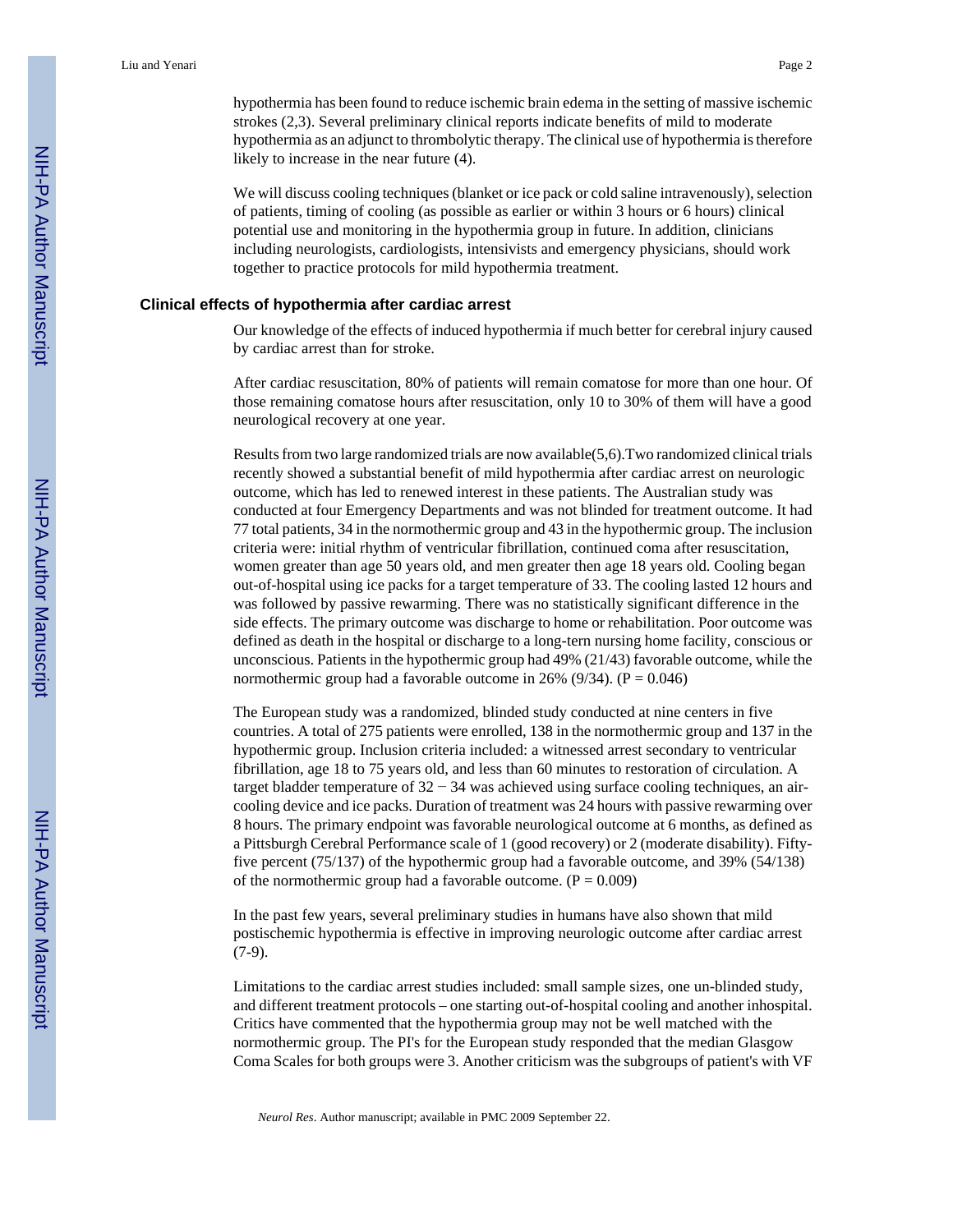hypothermia has been found to reduce ischemic brain edema in the setting of massive ischemic strokes (2,3). Several preliminary clinical reports indicate benefits of mild to moderate hypothermia as an adjunct to thrombolytic therapy. The clinical use of hypothermia is therefore likely to increase in the near future (4).

We will discuss cooling techniques (blanket or ice pack or cold saline intravenously), selection of patients, timing of cooling (as possible as earlier or within 3 hours or 6 hours) clinical potential use and monitoring in the hypothermia group in future. In addition, clinicians including neurologists, cardiologists, intensivists and emergency physicians, should work together to practice protocols for mild hypothermia treatment.

## Clinical effects of hypothermia after cardiac arrest

Our knowledge of the effects of induced hypothermia if much better for cerebral injury caused by cardiac arrest than for stroke.

After cardiac resuscitation, 80% of patients will remain comatose for more than one hour. Of those remaining comatose hours after resuscitation, only 10 to 30% of them will have a good neurological recovery at one year.

Results from two large randomized trials are now available(5,6).Two randomized clinical trials recently showed a substantial benefit of mild hypothermia after cardiac arrest on neurologic outcome, which has led to renewed interest in these patients. The Australian study was conducted at four Emergency Departments and was not blinded for treatment outcome. It had 77 total patients, 34 in the normothermic group and 43 in the hypothermic group. The inclusion criteria were: initial rhythm of ventricular fibrillation, continued coma after resuscitation, women greater than age 50 years old, and men greater then age 18 years old. Cooling began out-of-hospital using ice packs for a target temperature of 33. The cooling lasted 12 hours and was followed by passive rewarming. There was no statistically significant difference in the side effects. The primary outcome was discharge to home or rehabilitation. Poor outcome was defined as death in the hospital or discharge to a long-tern nursing home facility, conscious or unconscious. Patients in the hypothermic group had 49% (21/43) favorable outcome, while the normothermic group had a favorable outcome in 26% (9/34). ($P = 0.046$)

The European study was a randomized, blinded study conducted at nine centers in five countries. A total of 275 patients were enrolled, 138 in the normothermic group and 137 in the hypothermic group. Inclusion criteria included: a witnessed arrest secondary to ventricular fibrillation, age 18 to 75 years old, and less than 60 minutes to restoration of circulation. A target bladder temperature of $32 - 34$ was achieved using surface cooling techniques, an air-cooling device and ice packs. Duration of treatment was 24 hours with passive rewarming over 8 hours. The primary endpoint was favorable neurological outcome at 6 months, as defined as a Pittsburgh Cerebral Performance scale of 1 (good recovery) or 2 (moderate disability). Fifty-five percent (75/137) of the hypothermic group had a favorable outcome, and 39% (54/138) of the normothermic group had a favorable outcome. ($P = 0.009$)

In the past few years, several preliminary studies in humans have also shown that mild postischemic hypothermia is effective in improving neurologic outcome after cardiac arrest (7-9).

Limitations to the cardiac arrest studies included: small sample sizes, one un-blinded study, and different treatment protocols – one starting out-of-hospital cooling and another inhospital. Critics have commented that the hypothermia group may not be well matched with the normothermic group. The PI's for the European study responded that the median Glasgow Coma Scales for both groups were 3. Another criticism was the subgroups of patient's with VF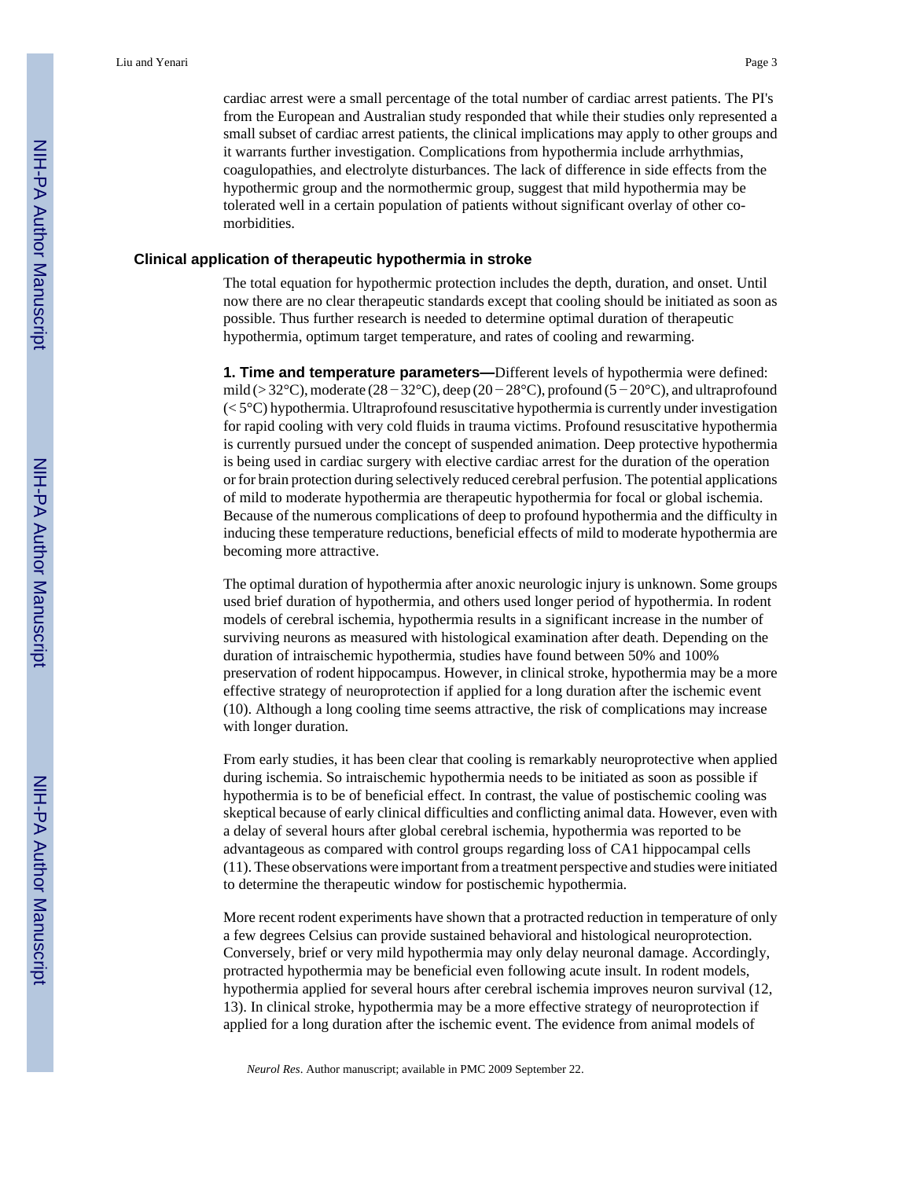cardiac arrest were a small percentage of the total number of cardiac arrest patients. The PI's from the European and Australian study responded that while their studies only represented a small subset of cardiac arrest patients, the clinical implications may apply to other groups and it warrants further investigation. Complications from hypothermia include arrhythmias, coagulopathies, and electrolyte disturbances. The lack of difference in side effects from the hypothermic group and the normothermic group, suggest that mild hypothermia may be tolerated well in a certain population of patients without significant overlay of other co-morbidities.

## Clinical application of therapeutic hypothermia in stroke

The total equation for hypothermic protection includes the depth, duration, and onset. Until now there are no clear therapeutic standards except that cooling should be initiated as soon as possible. Thus further research is needed to determine optimal duration of therapeutic hypothermia, optimum target temperature, and rates of cooling and rewarming.

**1. Time and temperature parameters—**Different levels of hypothermia were defined: mild (> 32°C), moderate (28 − 32°C), deep (20 − 28°C), profound (5 − 20°C), and ultraprofound (< 5°C) hypothermia. Ultraprofound resuscitative hypothermia is currently under investigation for rapid cooling with very cold fluids in trauma victims. Profound resuscitative hypothermia is currently pursued under the concept of suspended animation. Deep protective hypothermia is being used in cardiac surgery with elective cardiac arrest for the duration of the operation or for brain protection during selectively reduced cerebral perfusion. The potential applications of mild to moderate hypothermia are therapeutic hypothermia for focal or global ischemia. Because of the numerous complications of deep to profound hypothermia and the difficulty in inducing these temperature reductions, beneficial effects of mild to moderate hypothermia are becoming more attractive.

The optimal duration of hypothermia after anoxic neurologic injury is unknown. Some groups used brief duration of hypothermia, and others used longer period of hypothermia. In rodent models of cerebral ischemia, hypothermia results in a significant increase in the number of surviving neurons as measured with histological examination after death. Depending on the duration of intraischemic hypothermia, studies have found between 50% and 100% preservation of rodent hippocampus. However, in clinical stroke, hypothermia may be a more effective strategy of neuroprotection if applied for a long duration after the ischemic event (10). Although a long cooling time seems attractive, the risk of complications may increase with longer duration.

From early studies, it has been clear that cooling is remarkably neuroprotective when applied during ischemia. So intraischemic hypothermia needs to be initiated as soon as possible if hypothermia is to be of beneficial effect. In contrast, the value of postischemic cooling was skeptical because of early clinical difficulties and conflicting animal data. However, even with a delay of several hours after global cerebral ischemia, hypothermia was reported to be advantageous as compared with control groups regarding loss of CA1 hippocampal cells (11). These observations were important from a treatment perspective and studies were initiated to determine the therapeutic window for postischemic hypothermia.

More recent rodent experiments have shown that a protracted reduction in temperature of only a few degrees Celsius can provide sustained behavioral and histological neuroprotection. Conversely, brief or very mild hypothermia may only delay neuronal damage. Accordingly, protracted hypothermia may be beneficial even following acute insult. In rodent models, hypothermia applied for several hours after cerebral ischemia improves neuron survival (12, 13). In clinical stroke, hypothermia may be a more effective strategy of neuroprotection if applied for a long duration after the ischemic event. The evidence from animal models of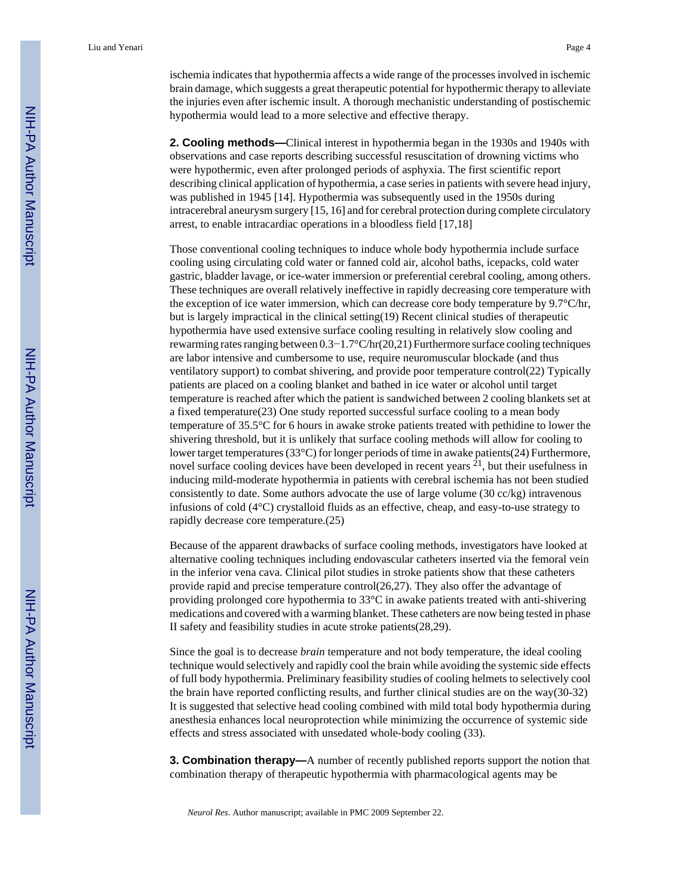ischemia indicates that hypothermia affects a wide range of the processes involved in ischemic brain damage, which suggests a great therapeutic potential for hypothermic therapy to alleviate the injuries even after ischemic insult. A thorough mechanistic understanding of postischemic hypothermia would lead to a more selective and effective therapy.

**2. Cooling methods—**Clinical interest in hypothermia began in the 1930s and 1940s with observations and case reports describing successful resuscitation of drowning victims who were hypothermic, even after prolonged periods of asphyxia. The first scientific report describing clinical application of hypothermia, a case series in patients with severe head injury, was published in 1945 [14]. Hypothermia was subsequently used in the 1950s during intracerebral aneurysm surgery [15, 16] and for cerebral protection during complete circulatory arrest, to enable intracardiac operations in a bloodless field [17,18]

Those conventional cooling techniques to induce whole body hypothermia include surface cooling using circulating cold water or fanned cold air, alcohol baths, icepacks, cold water gastric, bladder lavage, or ice-water immersion or preferential cerebral cooling, among others. These techniques are overall relatively ineffective in rapidly decreasing core temperature with the exception of ice water immersion, which can decrease core body temperature by 9.7°C/hr, but is largely impractical in the clinical setting(19) Recent clinical studies of therapeutic hypothermia have used extensive surface cooling resulting in relatively slow cooling and rewarming rates ranging between 0.3−1.7°C/hr(20,21) Furthermore surface cooling techniques are labor intensive and cumbersome to use, require neuromuscular blockade (and thus ventilatory support) to combat shivering, and provide poor temperature control(22) Typically patients are placed on a cooling blanket and bathed in ice water or alcohol until target temperature is reached after which the patient is sandwiched between 2 cooling blankets set at a fixed temperature(23) One study reported successful surface cooling to a mean body temperature of 35.5°C for 6 hours in awake stroke patients treated with pethidine to lower the shivering threshold, but it is unlikely that surface cooling methods will allow for cooling to lower target temperatures (33°C) for longer periods of time in awake patients(24) Furthermore, novel surface cooling devices have been developed in recent years [21], but their usefulness in inducing mild-moderate hypothermia in patients with cerebral ischemia has not been studied consistently to date. Some authors advocate the use of large volume (30 cc/kg) intravenous infusions of cold (4°C) crystalloid fluids as an effective, cheap, and easy-to-use strategy to rapidly decrease core temperature.(25)

Because of the apparent drawbacks of surface cooling methods, investigators have looked at alternative cooling techniques including endovascular catheters inserted via the femoral vein in the inferior vena cava. Clinical pilot studies in stroke patients show that these catheters provide rapid and precise temperature control(26,27). They also offer the advantage of providing prolonged core hypothermia to 33°C in awake patients treated with anti-shivering medications and covered with a warming blanket. These catheters are now being tested in phase II safety and feasibility studies in acute stroke patients(28,29).

Since the goal is to decrease *brain* temperature and not body temperature, the ideal cooling technique would selectively and rapidly cool the brain while avoiding the systemic side effects of full body hypothermia. Preliminary feasibility studies of cooling helmets to selectively cool the brain have reported conflicting results, and further clinical studies are on the way(30-32) It is suggested that selective head cooling combined with mild total body hypothermia during anesthesia enhances local neuroprotection while minimizing the occurrence of systemic side effects and stress associated with unsedated whole-body cooling (33).

**3. Combination therapy—**A number of recently published reports support the notion that combination therapy of therapeutic hypothermia with pharmacological agents may be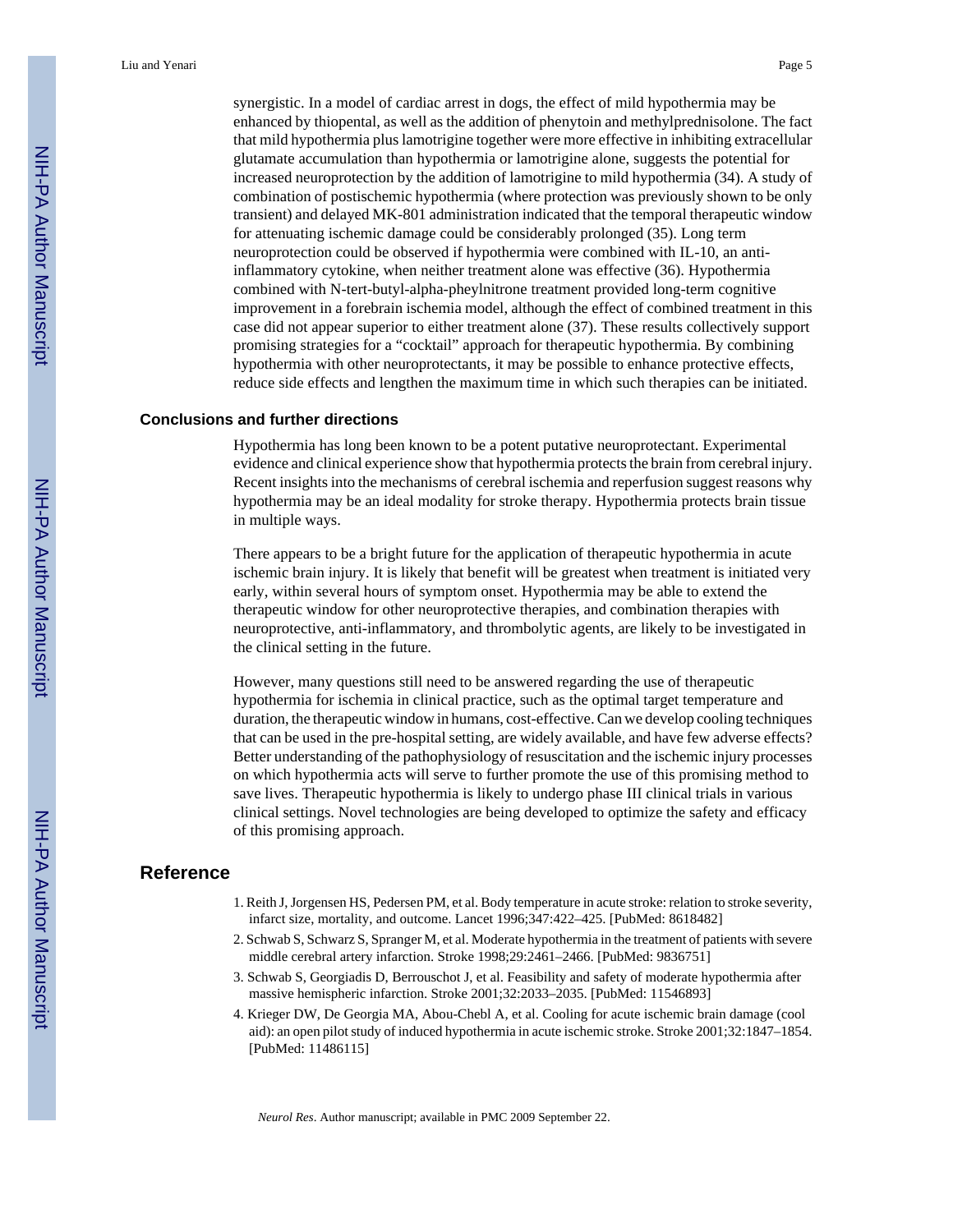synergistic. In a model of cardiac arrest in dogs, the effect of mild hypothermia may be enhanced by thiopental, as well as the addition of phenytoin and methylprednisolone. The fact that mild hypothermia plus lamotrigine together were more effective in inhibiting extracellular glutamate accumulation than hypothermia or lamotrigine alone, suggests the potential for increased neuroprotection by the addition of lamotrigine to mild hypothermia (34). A study of combination of postischemic hypothermia (where protection was previously shown to be only transient) and delayed MK-801 administration indicated that the temporal therapeutic window for attenuating ischemic damage could be considerably prolonged (35). Long term neuroprotection could be observed if hypothermia were combined with IL-10, an anti-inflammatory cytokine, when neither treatment alone was effective (36). Hypothermia combined with N-tert-butyl-alpha-pheylnitrone treatment provided long-term cognitive improvement in a forebrain ischemia model, although the effect of combined treatment in this case did not appear superior to either treatment alone (37). These results collectively support promising strategies for a "cocktail" approach for therapeutic hypothermia. By combining hypothermia with other neuroprotectants, it may be possible to enhance protective effects, reduce side effects and lengthen the maximum time in which such therapies can be initiated.

## Conclusions and further directions

Hypothermia has long been known to be a potent putative neuroprotectant. Experimental evidence and clinical experience show that hypothermia protects the brain from cerebral injury. Recent insights into the mechanisms of cerebral ischemia and reperfusion suggest reasons why hypothermia may be an ideal modality for stroke therapy. Hypothermia protects brain tissue in multiple ways.

There appears to be a bright future for the application of therapeutic hypothermia in acute ischemic brain injury. It is likely that benefit will be greatest when treatment is initiated very early, within several hours of symptom onset. Hypothermia may be able to extend the therapeutic window for other neuroprotective therapies, and combination therapies with neuroprotective, anti-inflammatory, and thrombolytic agents, are likely to be investigated in the clinical setting in the future.

However, many questions still need to be answered regarding the use of therapeutic hypothermia for ischemia in clinical practice, such as the optimal target temperature and duration, the therapeutic window in humans, cost-effective. Can we develop cooling techniques that can be used in the pre-hospital setting, are widely available, and have few adverse effects? Better understanding of the pathophysiology of resuscitation and the ischemic injury processes on which hypothermia acts will serve to further promote the use of this promising method to save lives. Therapeutic hypothermia is likely to undergo phase III clinical trials in various clinical settings. Novel technologies are being developed to optimize the safety and efficacy of this promising approach.

# Reference

1. Reith J, Jorgensen HS, Pedersen PM, et al. Body temperature in acute stroke: relation to stroke severity, infarct size, mortality, and outcome. Lancet 1996;347:422–425. [PubMed: 8618482]
2. Schwab S, Schwarz S, Spranger M, et al. Moderate hypothermia in the treatment of patients with severe middle cerebral artery infarction. Stroke 1998;29:2461–2466. [PubMed: 9836751]
3. Schwab S, Georgiadis D, Berrouschot J, et al. Feasibility and safety of moderate hypothermia after massive hemispheric infarction. Stroke 2001;32:2033–2035. [PubMed: 11546893]
4. Krieger DW, De Georgia MA, Abou-Chebl A, et al. Cooling for acute ischemic brain damage (cool aid): an open pilot study of induced hypothermia in acute ischemic stroke. Stroke 2001;32:1847–1854. [PubMed: 11486115]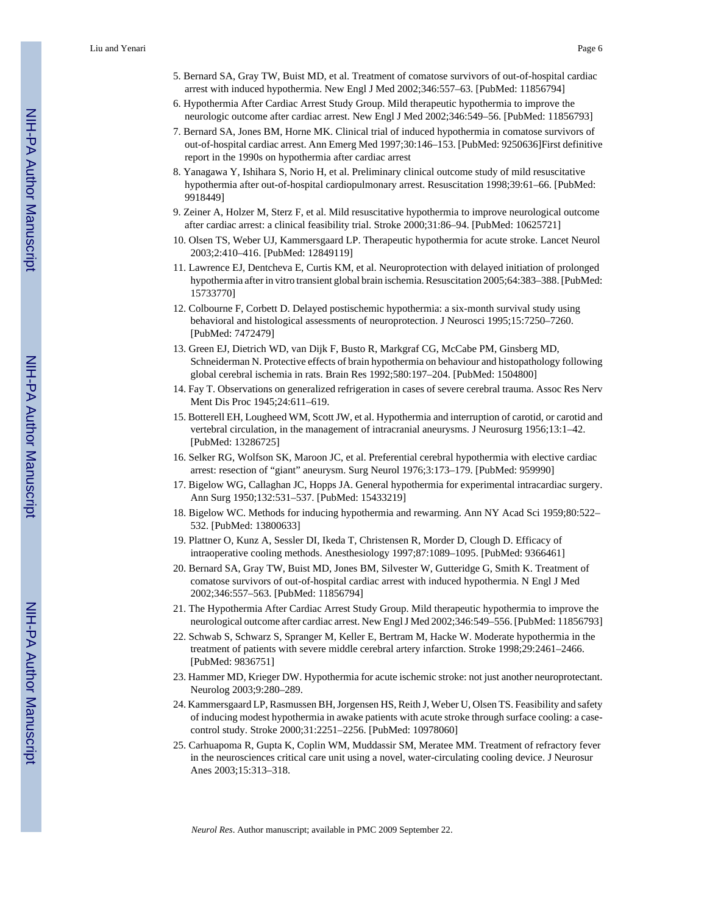5. Bernard SA, Gray TW, Buist MD, et al. Treatment of comatose survivors of out-of-hospital cardiac arrest with induced hypothermia. New Engl J Med 2002;346:557–63. [PubMed: 11856794]
6. Hypothermia After Cardiac Arrest Study Group. Mild therapeutic hypothermia to improve the neurologic outcome after cardiac arrest. New Engl J Med 2002;346:549–56. [PubMed: 11856793]
7. Bernard SA, Jones BM, Horne MK. Clinical trial of induced hypothermia in comatose survivors of out-of-hospital cardiac arrest. Ann Emerg Med 1997;30:146–153. [PubMed: 9250636]First definitive report in the 1990s on hypothermia after cardiac arrest
8. Yanagawa Y, Ishihara S, Norio H, et al. Preliminary clinical outcome study of mild resuscitative hypothermia after out-of-hospital cardiopulmonary arrest. Resuscitation 1998;39:61–66. [PubMed: 9918449]
9. Zeiner A, Holzer M, Sterz F, et al. Mild resuscitative hypothermia to improve neurological outcome after cardiac arrest: a clinical feasibility trial. Stroke 2000;31:86–94. [PubMed: 10625721]
10. Olsen TS, Weber UJ, Kammersgaard LP. Therapeutic hypothermia for acute stroke. Lancet Neurol 2003;2:410–416. [PubMed: 12849119]
11. Lawrence EJ, Dentcheva E, Curtis KM, et al. Neuroprotection with delayed initiation of prolonged hypothermia after in vitro transient global brain ischemia. Resuscitation 2005;64:383–388. [PubMed: 15733770]
12. Colbourne F, Corbett D. Delayed postischemic hypothermia: a six-month survival study using behavioral and histological assessments of neuroprotection. J Neurosci 1995;15:7250–7260. [PubMed: 7472479]
13. Green EJ, Dietrich WD, van Dijk F, Busto R, Markgraf CG, McCabe PM, Ginsberg MD, Schneiderman N. Protective effects of brain hypothermia on behaviour and histopathology following global cerebral ischemia in rats. Brain Res 1992;580:197–204. [PubMed: 1504800]
14. Fay T. Observations on generalized refrigeration in cases of severe cerebral trauma. Assoc Res Nerv Ment Dis Proc 1945;24:611–619.
15. Botterell EH, Lougheed WM, Scott JW, et al. Hypothermia and interruption of carotid, or carotid and vertebral circulation, in the management of intracranial aneurysms. J Neurosurg 1956;13:1–42. [PubMed: 13286725]
16. Selker RG, Wolfson SK, Maroon JC, et al. Preferential cerebral hypothermia with elective cardiac arrest: resection of "giant" aneurysm. Surg Neurol 1976;3:173–179. [PubMed: 959990]
17. Bigelow WG, Callaghan JC, Hopps JA. General hypothermia for experimental intracardiac surgery. Ann Surg 1950;132:531–537. [PubMed: 15433219]
18. Bigelow WC. Methods for inducing hypothermia and rewarming. Ann NY Acad Sci 1959;80:522–532. [PubMed: 13800633]
19. Plattner O, Kunz A, Sessler DI, Ikeda T, Christensen R, Morder D, Clough D. Efficacy of intraoperative cooling methods. Anesthesiology 1997;87:1089–1095. [PubMed: 9366461]
20. Bernard SA, Gray TW, Buist MD, Jones BM, Silvester W, Gutteridge G, Smith K. Treatment of comatose survivors of out-of-hospital cardiac arrest with induced hypothermia. N Engl J Med 2002;346:557–563. [PubMed: 11856794]
21. The Hypothermia After Cardiac Arrest Study Group. Mild therapeutic hypothermia to improve the neurological outcome after cardiac arrest. New Engl J Med 2002;346:549–556. [PubMed: 11856793]
22. Schwab S, Schwarz S, Spranger M, Keller E, Bertram M, Hacke W. Moderate hypothermia in the treatment of patients with severe middle cerebral artery infarction. Stroke 1998;29:2461–2466. [PubMed: 9836751]
23. Hammer MD, Krieger DW. Hypothermia for acute ischemic stroke: not just another neuroprotectant. Neurolog 2003;9:280–289.
24. Kammersgaard LP, Rasmussen BH, Jorgensen HS, Reith J, Weber U, Olsen TS. Feasibility and safety of inducing modest hypothermia in awake patients with acute stroke through surface cooling: a case-control study. Stroke 2000;31:2251–2256. [PubMed: 10978060]
25. Carhuapoma R, Gupta K, Coplin WM, Muddassir SM, Meratee MM. Treatment of refractory fever in the neurosciences critical care unit using a novel, water-circulating cooling device. J Neurosur Anes 2003;15:313–318.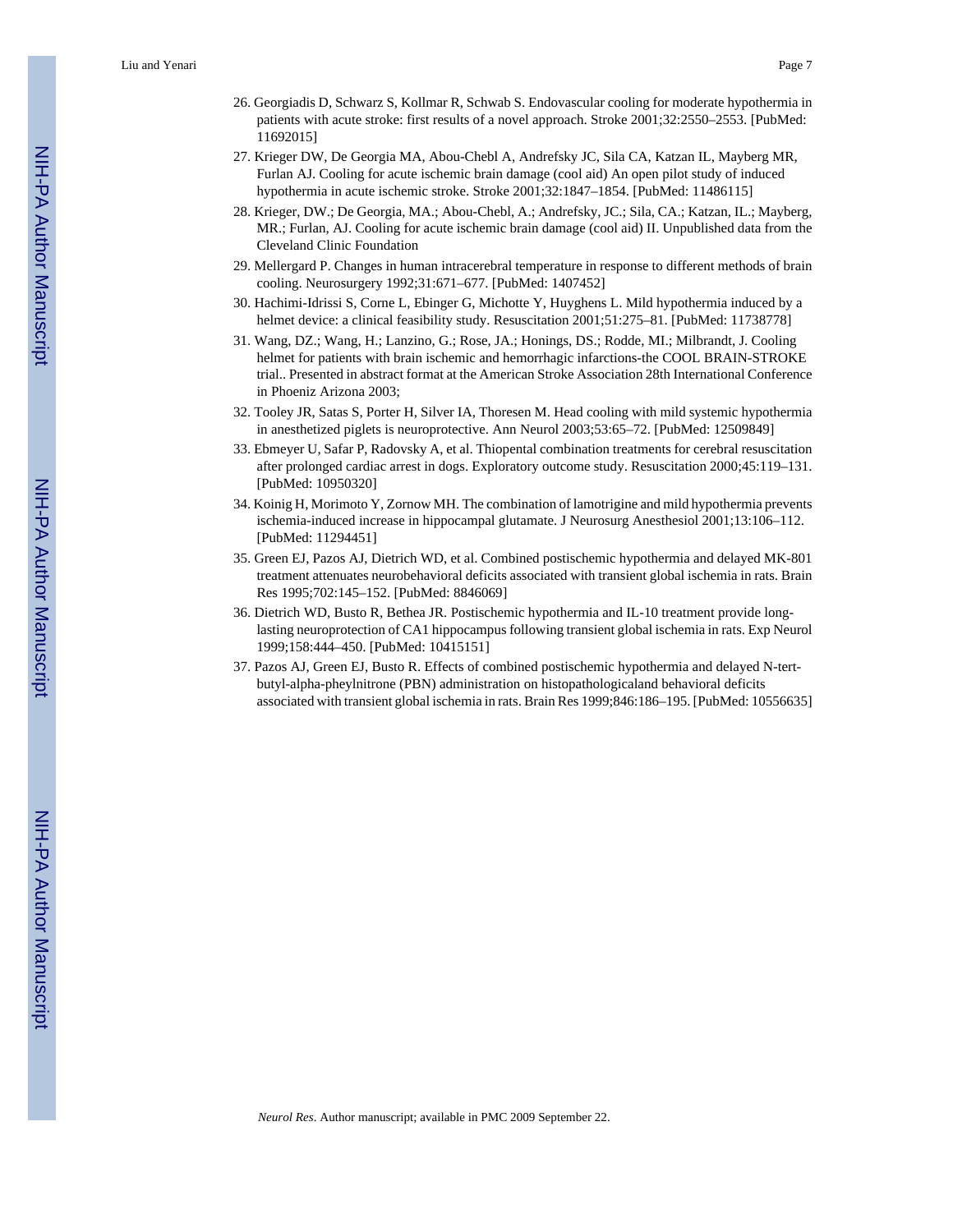26. Georgiadis D, Schwarz S, Kollmar R, Schwab S. Endovascular cooling for moderate hypothermia in patients with acute stroke: first results of a novel approach. Stroke 2001;32:2550–2553. [PubMed: 11692015]
27. Krieger DW, De Georgia MA, Abou-Chebl A, Andrefsky JC, Sila CA, Katzan IL, Mayberg MR, Furlan AJ. Cooling for acute ischemic brain damage (cool aid) An open pilot study of induced hypothermia in acute ischemic stroke. Stroke 2001;32:1847–1854. [PubMed: 11486115]
28. Krieger, DW.; De Georgia, MA.; Abou-Chebl, A.; Andrefsky, JC.; Sila, CA.; Katzan, IL.; Mayberg, MR.; Furlan, AJ. Cooling for acute ischemic brain damage (cool aid) II. Unpublished data from the Cleveland Clinic Foundation
29. Mellergard P. Changes in human intracerebral temperature in response to different methods of brain cooling. Neurosurgery 1992;31:671–677. [PubMed: 1407452]
30. Hachimi-Idrissi S, Corne L, Ebinger G, Michotte Y, Huyghens L. Mild hypothermia induced by a helmet device: a clinical feasibility study. Resuscitation 2001;51:275–81. [PubMed: 11738778]
31. Wang, DZ.; Wang, H.; Lanzino, G.; Rose, JA.; Honings, DS.; Rodde, MI.; Milbrandt, J. Cooling helmet for patients with brain ischemic and hemorrhagic infarctions-the COOL BRAIN-STROKE trial.. Presented in abstract format at the American Stroke Association 28th International Conference in Phoenix Arizona 2003;
32. Tooley JR, Satas S, Porter H, Silver IA, Thoresen M. Head cooling with mild systemic hypothermia in anesthetized piglets is neuroprotective. Ann Neurol 2003;53:65–72. [PubMed: 12509849]
33. Ebmeyer U, Safar P, Radovsky A, et al. Thiopental combination treatments for cerebral resuscitation after prolonged cardiac arrest in dogs. Exploratory outcome study. Resuscitation 2000;45:119–131. [PubMed: 10950320]
34. Koinig H, Morimoto Y, Zornow MH. The combination of lamotrigine and mild hypothermia prevents ischemia-induced increase in hippocampal glutamate. J Neurosurg Anesthesiol 2001;13:106–112. [PubMed: 11294451]
35. Green EJ, Pazos AJ, Dietrich WD, et al. Combined postischemic hypothermia and delayed MK-801 treatment attenuates neurobehavioral deficits associated with transient global ischemia in rats. Brain Res 1995;702:145–152. [PubMed: 8846069]
36. Dietrich WD, Busto R, Bethea JR. Postischemic hypothermia and IL-10 treatment provide long-lasting neuroprotection of CA1 hippocampus following transient global ischemia in rats. Exp Neurol 1999;158:444–450. [PubMed: 10415151]
37. Pazos AJ, Green EJ, Busto R. Effects of combined postischemic hypothermia and delayed N-tert-butyl-alpha-pheylnitrone (PBN) administration on histopathologicaland behavioral deficits associated with transient global ischemia in rats. Brain Res 1999;846:186–195. [PubMed: 10556635]